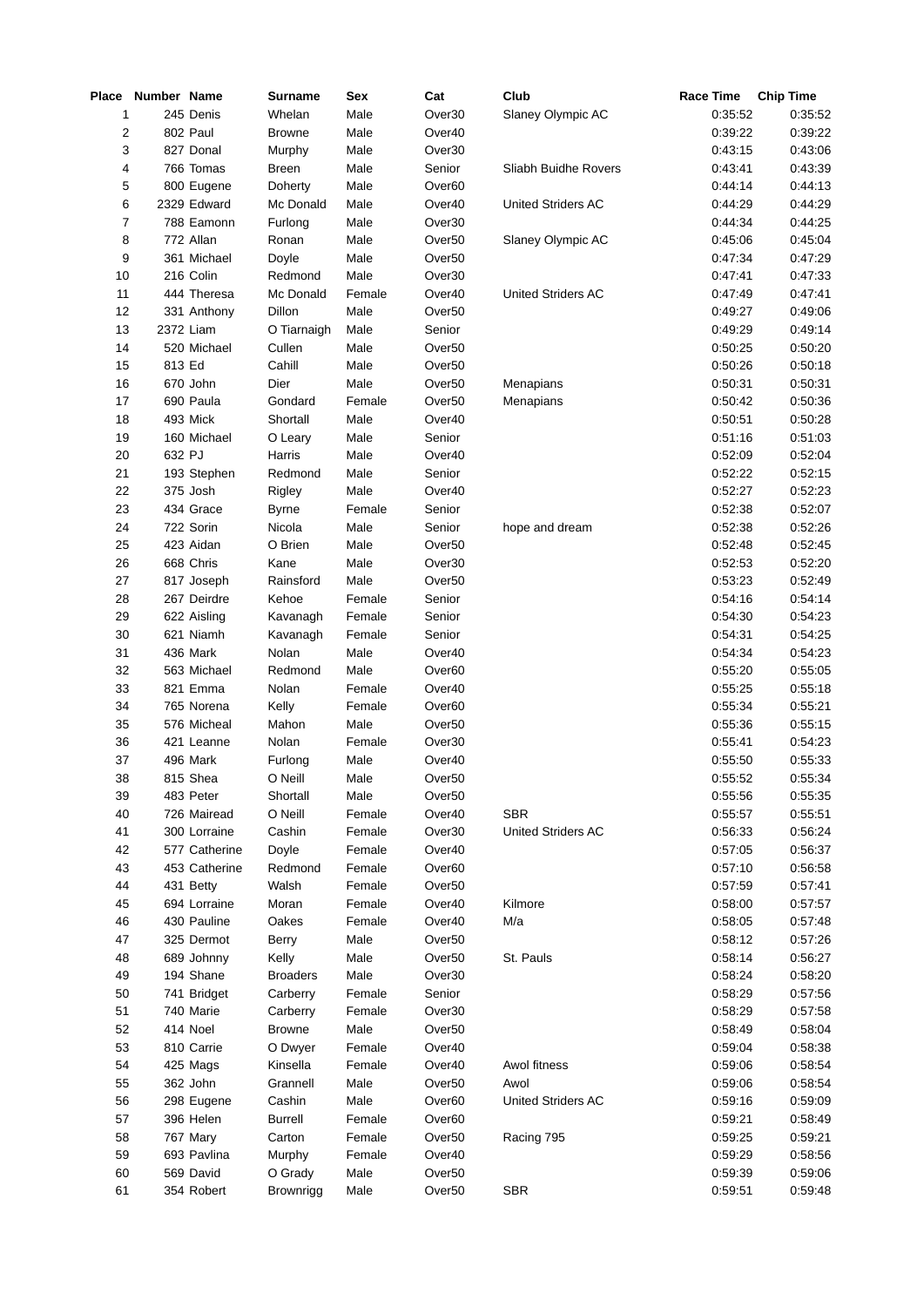| Place | Number | Name | Surname | Sex | Cat | Club | Race Time | Chip Time |
|---|---|---|---|---|---|---|---|---|
| 1 | 245 | Denis | Whelan | Male | Over30 | Slaney Olympic AC | 0:35:52 | 0:35:52 |
| 2 | 802 | Paul | Browne | Male | Over40 | | 0:39:22 | 0:39:22 |
| 3 | 827 | Donal | Murphy | Male | Over30 | | 0:43:15 | 0:43:06 |
| 4 | 766 | Tomas | Breen | Male | Senior | Sliabh Buidhe Rovers | 0:43:41 | 0:43:39 |
| 5 | 800 | Eugene | Doherty | Male | Over60 | | 0:44:14 | 0:44:13 |
| 6 | 2329 | Edward | Mc Donald | Male | Over40 | United Striders AC | 0:44:29 | 0:44:29 |
| 7 | 788 | Eamonn | Furlong | Male | Over30 | | 0:44:34 | 0:44:25 |
| 8 | 772 | Allan | Ronan | Male | Over50 | Slaney Olympic AC | 0:45:06 | 0:45:04 |
| 9 | 361 | Michael | Doyle | Male | Over50 | | 0:47:34 | 0:47:29 |
| 10 | 216 | Colin | Redmond | Male | Over30 | | 0:47:41 | 0:47:33 |
| 11 | 444 | Theresa | Mc Donald | Female | Over40 | United Striders AC | 0:47:49 | 0:47:41 |
| 12 | 331 | Anthony | Dillon | Male | Over50 | | 0:49:27 | 0:49:06 |
| 13 | 2372 | Liam | O Tiarnaigh | Male | Senior | | 0:49:29 | 0:49:14 |
| 14 | 520 | Michael | Cullen | Male | Over50 | | 0:50:25 | 0:50:20 |
| 15 | 813 | Ed | Cahill | Male | Over50 | | 0:50:26 | 0:50:18 |
| 16 | 670 | John | Dier | Male | Over50 | Menapians | 0:50:31 | 0:50:31 |
| 17 | 690 | Paula | Gondard | Female | Over50 | Menapians | 0:50:42 | 0:50:36 |
| 18 | 493 | Mick | Shortall | Male | Over40 | | 0:50:51 | 0:50:28 |
| 19 | 160 | Michael | O Leary | Male | Senior | | 0:51:16 | 0:51:03 |
| 20 | 632 | PJ | Harris | Male | Over40 | | 0:52:09 | 0:52:04 |
| 21 | 193 | Stephen | Redmond | Male | Senior | | 0:52:22 | 0:52:15 |
| 22 | 375 | Josh | Rigley | Male | Over40 | | 0:52:27 | 0:52:23 |
| 23 | 434 | Grace | Byrne | Female | Senior | | 0:52:38 | 0:52:07 |
| 24 | 722 | Sorin | Nicola | Male | Senior | hope and dream | 0:52:38 | 0:52:26 |
| 25 | 423 | Aidan | O Brien | Male | Over50 | | 0:52:48 | 0:52:45 |
| 26 | 668 | Chris | Kane | Male | Over30 | | 0:52:53 | 0:52:20 |
| 27 | 817 | Joseph | Rainsford | Male | Over50 | | 0:53:23 | 0:52:49 |
| 28 | 267 | Deirdre | Kehoe | Female | Senior | | 0:54:16 | 0:54:14 |
| 29 | 622 | Aisling | Kavanagh | Female | Senior | | 0:54:30 | 0:54:23 |
| 30 | 621 | Niamh | Kavanagh | Female | Senior | | 0:54:31 | 0:54:25 |
| 31 | 436 | Mark | Nolan | Male | Over40 | | 0:54:34 | 0:54:23 |
| 32 | 563 | Michael | Redmond | Male | Over60 | | 0:55:20 | 0:55:05 |
| 33 | 821 | Emma | Nolan | Female | Over40 | | 0:55:25 | 0:55:18 |
| 34 | 765 | Norena | Kelly | Female | Over60 | | 0:55:34 | 0:55:21 |
| 35 | 576 | Micheal | Mahon | Male | Over50 | | 0:55:36 | 0:55:15 |
| 36 | 421 | Leanne | Nolan | Female | Over30 | | 0:55:41 | 0:54:23 |
| 37 | 496 | Mark | Furlong | Male | Over40 | | 0:55:50 | 0:55:33 |
| 38 | 815 | Shea | O Neill | Male | Over50 | | 0:55:52 | 0:55:34 |
| 39 | 483 | Peter | Shortall | Male | Over50 | | 0:55:56 | 0:55:35 |
| 40 | 726 | Mairead | O Neill | Female | Over40 | SBR | 0:55:57 | 0:55:51 |
| 41 | 300 | Lorraine | Cashin | Female | Over30 | United Striders AC | 0:56:33 | 0:56:24 |
| 42 | 577 | Catherine | Doyle | Female | Over40 | | 0:57:05 | 0:56:37 |
| 43 | 453 | Catherine | Redmond | Female | Over60 | | 0:57:10 | 0:56:58 |
| 44 | 431 | Betty | Walsh | Female | Over50 | | 0:57:59 | 0:57:41 |
| 45 | 694 | Lorraine | Moran | Female | Over40 | Kilmore | 0:58:00 | 0:57:57 |
| 46 | 430 | Pauline | Oakes | Female | Over40 | M/a | 0:58:05 | 0:57:48 |
| 47 | 325 | Dermot | Berry | Male | Over50 | | 0:58:12 | 0:57:26 |
| 48 | 689 | Johnny | Kelly | Male | Over50 | St. Pauls | 0:58:14 | 0:56:27 |
| 49 | 194 | Shane | Broaders | Male | Over30 | | 0:58:24 | 0:58:20 |
| 50 | 741 | Bridget | Carberry | Female | Senior | | 0:58:29 | 0:57:56 |
| 51 | 740 | Marie | Carberry | Female | Over30 | | 0:58:29 | 0:57:58 |
| 52 | 414 | Noel | Browne | Male | Over50 | | 0:58:49 | 0:58:04 |
| 53 | 810 | Carrie | O Dwyer | Female | Over40 | | 0:59:04 | 0:58:38 |
| 54 | 425 | Mags | Kinsella | Female | Over40 | Awol fitness | 0:59:06 | 0:58:54 |
| 55 | 362 | John | Grannell | Male | Over50 | Awol | 0:59:06 | 0:58:54 |
| 56 | 298 | Eugene | Cashin | Male | Over60 | United Striders AC | 0:59:16 | 0:59:09 |
| 57 | 396 | Helen | Burrell | Female | Over60 | | 0:59:21 | 0:58:49 |
| 58 | 767 | Mary | Carton | Female | Over50 | Racing 795 | 0:59:25 | 0:59:21 |
| 59 | 693 | Pavlina | Murphy | Female | Over40 | | 0:59:29 | 0:58:56 |
| 60 | 569 | David | O Grady | Male | Over50 | | 0:59:39 | 0:59:06 |
| 61 | 354 | Robert | Brownrigg | Male | Over50 | SBR | 0:59:51 | 0:59:48 |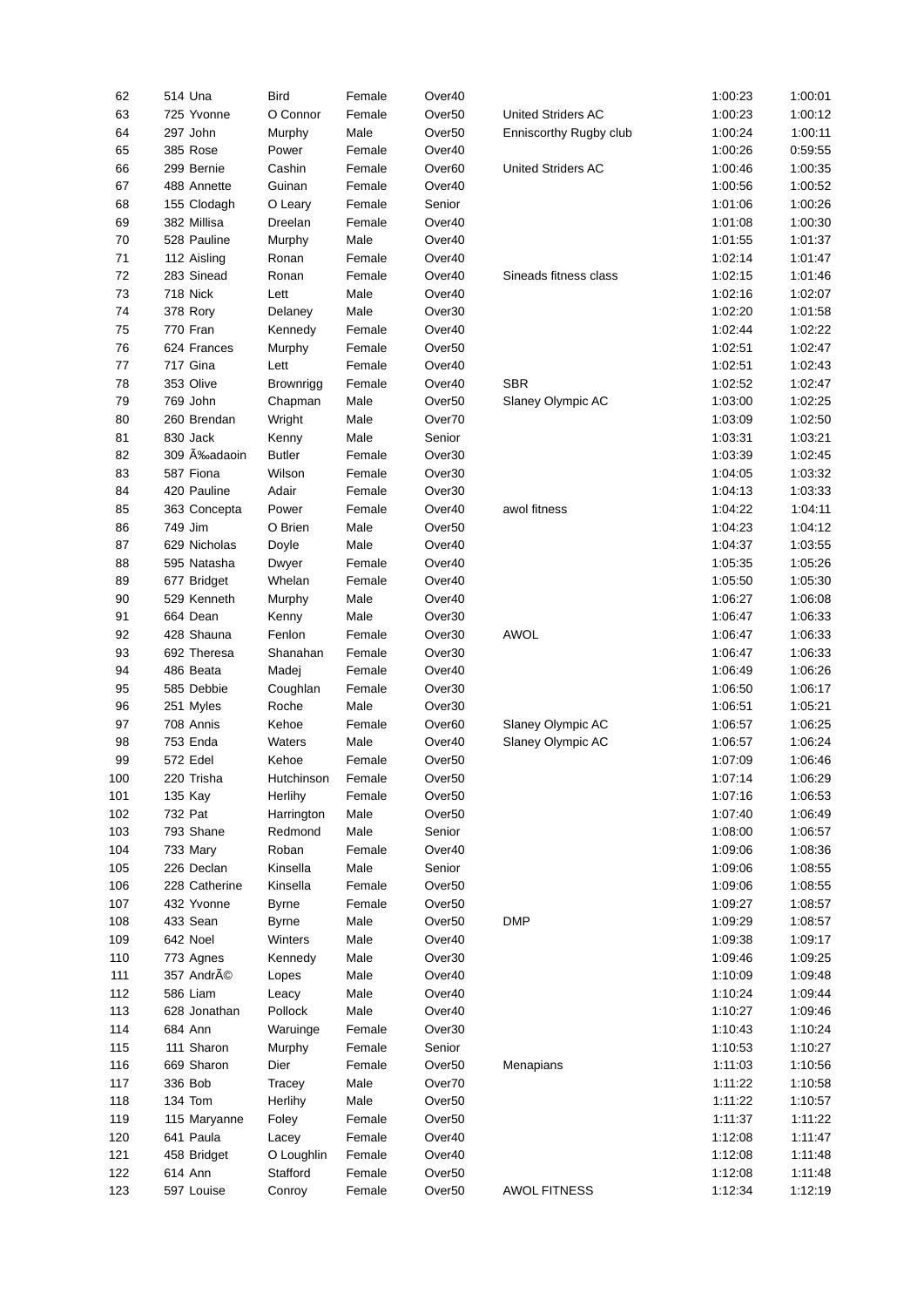| 62 | 514 | Una | Bird | Female | Over40 | | 1:00:23 | 1:00:01 |
|---|---|---|---|---|---|---|---|---|
| 63 | 725 | Yvonne | O Connor | Female | Over50 | United Striders AC | 1:00:23 | 1:00:12 |
| 64 | 297 | John | Murphy | Male | Over50 | Enniscorthy Rugby club | 1:00:24 | 1:00:11 |
| 65 | 385 | Rose | Power | Female | Over40 | | 1:00:26 | 0:59:55 |
| 66 | 299 | Bernie | Cashin | Female | Over60 | United Striders AC | 1:00:46 | 1:00:35 |
| 67 | 488 | Annette | Guinan | Female | Over40 | | 1:00:56 | 1:00:52 |
| 68 | 155 | Clodagh | O Leary | Female | Senior | | 1:01:06 | 1:00:26 |
| 69 | 382 | Millisa | Dreelan | Female | Over40 | | 1:01:08 | 1:00:30 |
| 70 | 528 | Pauline | Murphy | Male | Over40 | | 1:01:55 | 1:01:37 |
| 71 | 112 | Aisling | Ronan | Female | Over40 | | 1:02:14 | 1:01:47 |
| 72 | 283 | Sinead | Ronan | Female | Over40 | Sineads fitness class | 1:02:15 | 1:01:46 |
| 73 | 718 | Nick | Lett | Male | Over40 | | 1:02:16 | 1:02:07 |
| 74 | 378 | Rory | Delaney | Male | Over30 | | 1:02:20 | 1:01:58 |
| 75 | 770 | Fran | Kennedy | Female | Over40 | | 1:02:44 | 1:02:22 |
| 76 | 624 | Frances | Murphy | Female | Over50 | | 1:02:51 | 1:02:47 |
| 77 | 717 | Gina | Lett | Female | Over40 | | 1:02:51 | 1:02:43 |
| 78 | 353 | Olive | Brownrigg | Female | Over40 | SBR | 1:02:52 | 1:02:47 |
| 79 | 769 | John | Chapman | Male | Over50 | Slaney Olympic AC | 1:03:00 | 1:02:25 |
| 80 | 260 | Brendan | Wright | Male | Over70 | | 1:03:09 | 1:02:50 |
| 81 | 830 | Jack | Kenny | Male | Senior | | 1:03:31 | 1:03:21 |
| 82 | 309 | Ã‰adaoin | Butler | Female | Over30 | | 1:03:39 | 1:02:45 |
| 83 | 587 | Fiona | Wilson | Female | Over30 | | 1:04:05 | 1:03:32 |
| 84 | 420 | Pauline | Adair | Female | Over30 | | 1:04:13 | 1:03:33 |
| 85 | 363 | Concepta | Power | Female | Over40 | awol fitness | 1:04:22 | 1:04:11 |
| 86 | 749 | Jim | O Brien | Male | Over50 | | 1:04:23 | 1:04:12 |
| 87 | 629 | Nicholas | Doyle | Male | Over40 | | 1:04:37 | 1:03:55 |
| 88 | 595 | Natasha | Dwyer | Female | Over40 | | 1:05:35 | 1:05:26 |
| 89 | 677 | Bridget | Whelan | Female | Over40 | | 1:05:50 | 1:05:30 |
| 90 | 529 | Kenneth | Murphy | Male | Over40 | | 1:06:27 | 1:06:08 |
| 91 | 664 | Dean | Kenny | Male | Over30 | | 1:06:47 | 1:06:33 |
| 92 | 428 | Shauna | Fenlon | Female | Over30 | AWOL | 1:06:47 | 1:06:33 |
| 93 | 692 | Theresa | Shanahan | Female | Over30 | | 1:06:47 | 1:06:33 |
| 94 | 486 | Beata | Madej | Female | Over40 | | 1:06:49 | 1:06:26 |
| 95 | 585 | Debbie | Coughlan | Female | Over30 | | 1:06:50 | 1:06:17 |
| 96 | 251 | Myles | Roche | Male | Over30 | | 1:06:51 | 1:05:21 |
| 97 | 708 | Annis | Kehoe | Female | Over60 | Slaney Olympic AC | 1:06:57 | 1:06:25 |
| 98 | 753 | Enda | Waters | Male | Over40 | Slaney Olympic AC | 1:06:57 | 1:06:24 |
| 99 | 572 | Edel | Kehoe | Female | Over50 | | 1:07:09 | 1:06:46 |
| 100 | 220 | Trisha | Hutchinson | Female | Over50 | | 1:07:14 | 1:06:29 |
| 101 | 135 | Kay | Herlihy | Female | Over50 | | 1:07:16 | 1:06:53 |
| 102 | 732 | Pat | Harrington | Male | Over50 | | 1:07:40 | 1:06:49 |
| 103 | 793 | Shane | Redmond | Male | Senior | | 1:08:00 | 1:06:57 |
| 104 | 733 | Mary | Roban | Female | Over40 | | 1:09:06 | 1:08:36 |
| 105 | 226 | Declan | Kinsella | Male | Senior | | 1:09:06 | 1:08:55 |
| 106 | 228 | Catherine | Kinsella | Female | Over50 | | 1:09:06 | 1:08:55 |
| 107 | 432 | Yvonne | Byrne | Female | Over50 | | 1:09:27 | 1:08:57 |
| 108 | 433 | Sean | Byrne | Male | Over50 | DMP | 1:09:29 | 1:08:57 |
| 109 | 642 | Noel | Winters | Male | Over40 | | 1:09:38 | 1:09:17 |
| 110 | 773 | Agnes | Kennedy | Male | Over30 | | 1:09:46 | 1:09:25 |
| 111 | 357 | AndrÃ© | Lopes | Male | Over40 | | 1:10:09 | 1:09:48 |
| 112 | 586 | Liam | Leacy | Male | Over40 | | 1:10:24 | 1:09:44 |
| 113 | 628 | Jonathan | Pollock | Male | Over40 | | 1:10:27 | 1:09:46 |
| 114 | 684 | Ann | Waruinge | Female | Over30 | | 1:10:43 | 1:10:24 |
| 115 | 111 | Sharon | Murphy | Female | Senior | | 1:10:53 | 1:10:27 |
| 116 | 669 | Sharon | Dier | Female | Over50 | Menapians | 1:11:03 | 1:10:56 |
| 117 | 336 | Bob | Tracey | Male | Over70 | | 1:11:22 | 1:10:58 |
| 118 | 134 | Tom | Herlihy | Male | Over50 | | 1:11:22 | 1:10:57 |
| 119 | 115 | Maryanne | Foley | Female | Over50 | | 1:11:37 | 1:11:22 |
| 120 | 641 | Paula | Lacey | Female | Over40 | | 1:12:08 | 1:11:47 |
| 121 | 458 | Bridget | O Loughlin | Female | Over40 | | 1:12:08 | 1:11:48 |
| 122 | 614 | Ann | Stafford | Female | Over50 | | 1:12:08 | 1:11:48 |
| 123 | 597 | Louise | Conroy | Female | Over50 | AWOL FITNESS | 1:12:34 | 1:12:19 |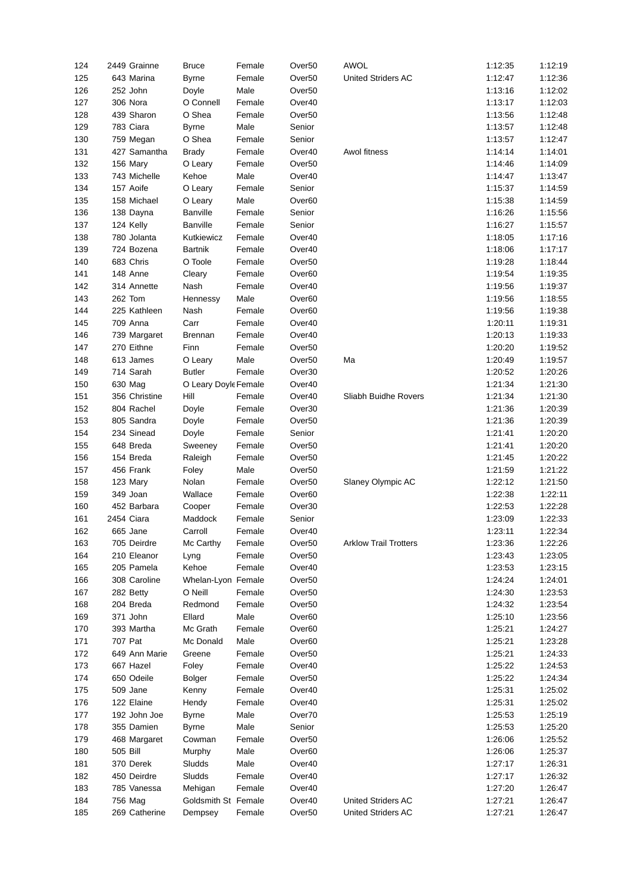| | | | | | | | | |
|---|---|---|---|---|---|---|---|---|
| 124 | 2449 | Grainne | Bruce | Female | Over50 | AWOL | 1:12:35 | 1:12:19 |
| 125 | 643 | Marina | Byrne | Female | Over50 | United Striders AC | 1:12:47 | 1:12:36 |
| 126 | 252 | John | Doyle | Male | Over50 | | 1:13:16 | 1:12:02 |
| 127 | 306 | Nora | O Connell | Female | Over40 | | 1:13:17 | 1:12:03 |
| 128 | 439 | Sharon | O Shea | Female | Over50 | | 1:13:56 | 1:12:48 |
| 129 | 783 | Ciara | Byrne | Male | Senior | | 1:13:57 | 1:12:48 |
| 130 | 759 | Megan | O Shea | Female | Senior | | 1:13:57 | 1:12:47 |
| 131 | 427 | Samantha | Brady | Female | Over40 | Awol fitness | 1:14:14 | 1:14:01 |
| 132 | 156 | Mary | O Leary | Female | Over50 | | 1:14:46 | 1:14:09 |
| 133 | 743 | Michelle | Kehoe | Male | Over40 | | 1:14:47 | 1:13:47 |
| 134 | 157 | Aoife | O Leary | Female | Senior | | 1:15:37 | 1:14:59 |
| 135 | 158 | Michael | O Leary | Male | Over60 | | 1:15:38 | 1:14:59 |
| 136 | 138 | Dayna | Banville | Female | Senior | | 1:16:26 | 1:15:56 |
| 137 | 124 | Kelly | Banville | Female | Senior | | 1:16:27 | 1:15:57 |
| 138 | 780 | Jolanta | Kutkiewicz | Female | Over40 | | 1:18:05 | 1:17:16 |
| 139 | 724 | Bozena | Bartnik | Female | Over40 | | 1:18:06 | 1:17:17 |
| 140 | 683 | Chris | O Toole | Female | Over50 | | 1:19:28 | 1:18:44 |
| 141 | 148 | Anne | Cleary | Female | Over60 | | 1:19:54 | 1:19:35 |
| 142 | 314 | Annette | Nash | Female | Over40 | | 1:19:56 | 1:19:37 |
| 143 | 262 | Tom | Hennessy | Male | Over60 | | 1:19:56 | 1:18:55 |
| 144 | 225 | Kathleen | Nash | Female | Over60 | | 1:19:56 | 1:19:38 |
| 145 | 709 | Anna | Carr | Female | Over40 | | 1:20:11 | 1:19:31 |
| 146 | 739 | Margaret | Brennan | Female | Over40 | | 1:20:13 | 1:19:33 |
| 147 | 270 | Eithne | Finn | Female | Over50 | | 1:20:20 | 1:19:52 |
| 148 | 613 | James | O Leary | Male | Over50 | Ma | 1:20:49 | 1:19:57 |
| 149 | 714 | Sarah | Butler | Female | Over30 | | 1:20:52 | 1:20:26 |
| 150 | 630 | Mag | O Leary Doyle | Female | Over40 | | 1:21:34 | 1:21:30 |
| 151 | 356 | Christine | Hill | Female | Over40 | Sliabh Buidhe Rovers | 1:21:34 | 1:21:30 |
| 152 | 804 | Rachel | Doyle | Female | Over30 | | 1:21:36 | 1:20:39 |
| 153 | 805 | Sandra | Doyle | Female | Over50 | | 1:21:36 | 1:20:39 |
| 154 | 234 | Sinead | Doyle | Female | Senior | | 1:21:41 | 1:20:20 |
| 155 | 648 | Breda | Sweeney | Female | Over50 | | 1:21:41 | 1:20:20 |
| 156 | 154 | Breda | Raleigh | Female | Over50 | | 1:21:45 | 1:20:22 |
| 157 | 456 | Frank | Foley | Male | Over50 | | 1:21:59 | 1:21:22 |
| 158 | 123 | Mary | Nolan | Female | Over50 | Slaney Olympic AC | 1:22:12 | 1:21:50 |
| 159 | 349 | Joan | Wallace | Female | Over60 | | 1:22:38 | 1:22:11 |
| 160 | 452 | Barbara | Cooper | Female | Over30 | | 1:22:53 | 1:22:28 |
| 161 | 2454 | Ciara | Maddock | Female | Senior | | 1:23:09 | 1:22:33 |
| 162 | 665 | Jane | Carroll | Female | Over40 | | 1:23:11 | 1:22:34 |
| 163 | 705 | Deirdre | Mc Carthy | Female | Over50 | Arklow Trail Trotters | 1:23:36 | 1:22:26 |
| 164 | 210 | Eleanor | Lyng | Female | Over50 | | 1:23:43 | 1:23:05 |
| 165 | 205 | Pamela | Kehoe | Female | Over40 | | 1:23:53 | 1:23:15 |
| 166 | 308 | Caroline | Whelan-Lyon | Female | Over50 | | 1:24:24 | 1:24:01 |
| 167 | 282 | Betty | O Neill | Female | Over50 | | 1:24:30 | 1:23:53 |
| 168 | 204 | Breda | Redmond | Female | Over50 | | 1:24:32 | 1:23:54 |
| 169 | 371 | John | Ellard | Male | Over60 | | 1:25:10 | 1:23:56 |
| 170 | 393 | Martha | Mc Grath | Female | Over60 | | 1:25:21 | 1:24:27 |
| 171 | 707 | Pat | Mc Donald | Male | Over60 | | 1:25:21 | 1:23:28 |
| 172 | 649 | Ann Marie | Greene | Female | Over50 | | 1:25:21 | 1:24:33 |
| 173 | 667 | Hazel | Foley | Female | Over40 | | 1:25:22 | 1:24:53 |
| 174 | 650 | Odeile | Bolger | Female | Over50 | | 1:25:22 | 1:24:34 |
| 175 | 509 | Jane | Kenny | Female | Over40 | | 1:25:31 | 1:25:02 |
| 176 | 122 | Elaine | Hendy | Female | Over40 | | 1:25:31 | 1:25:02 |
| 177 | 192 | John Joe | Byrne | Male | Over70 | | 1:25:53 | 1:25:19 |
| 178 | 355 | Damien | Byrne | Male | Senior | | 1:25:53 | 1:25:20 |
| 179 | 468 | Margaret | Cowman | Female | Over50 | | 1:26:06 | 1:25:52 |
| 180 | 505 | Bill | Murphy | Male | Over60 | | 1:26:06 | 1:25:37 |
| 181 | 370 | Derek | Sludds | Male | Over40 | | 1:27:17 | 1:26:31 |
| 182 | 450 | Deirdre | Sludds | Female | Over40 | | 1:27:17 | 1:26:32 |
| 183 | 785 | Vanessa | Mehigan | Female | Over40 | | 1:27:20 | 1:26:47 |
| 184 | 756 | Mag | Goldsmith St | Female | Over40 | United Striders AC | 1:27:21 | 1:26:47 |
| 185 | 269 | Catherine | Dempsey | Female | Over50 | United Striders AC | 1:27:21 | 1:26:47 |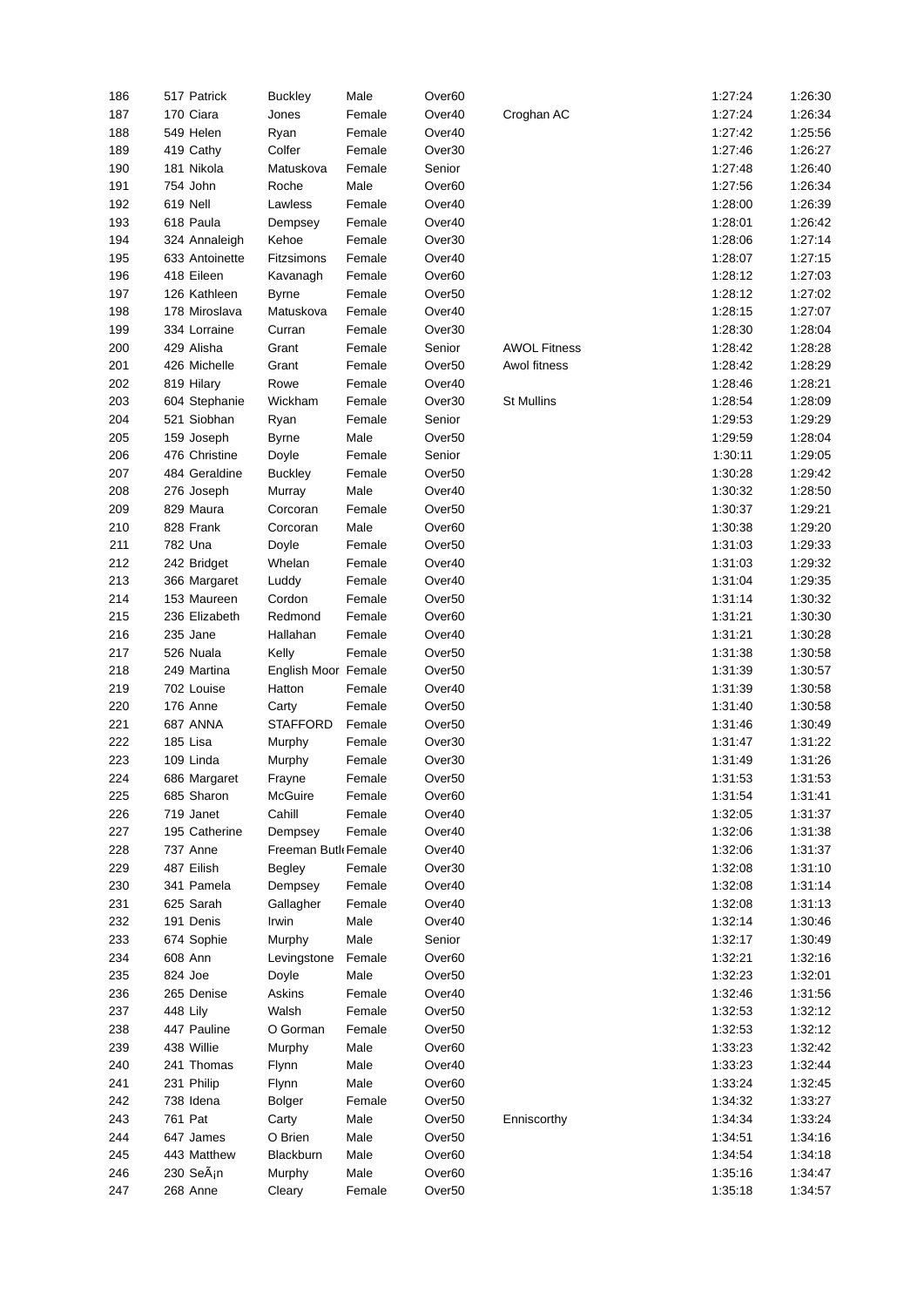| 186 | 517 | Patrick | Buckley | Male | Over60 | | 1:27:24 | 1:26:30 |
|---|---|---|---|---|---|---|---|---|
| 187 | 170 | Ciara | Jones | Female | Over40 | Croghan AC | 1:27:24 | 1:26:34 |
| 188 | 549 | Helen | Ryan | Female | Over40 | | 1:27:42 | 1:25:56 |
| 189 | 419 | Cathy | Colfer | Female | Over30 | | 1:27:46 | 1:26:27 |
| 190 | 181 | Nikola | Matuskova | Female | Senior | | 1:27:48 | 1:26:40 |
| 191 | 754 | John | Roche | Male | Over60 | | 1:27:56 | 1:26:34 |
| 192 | 619 | Nell | Lawless | Female | Over40 | | 1:28:00 | 1:26:39 |
| 193 | 618 | Paula | Dempsey | Female | Over40 | | 1:28:01 | 1:26:42 |
| 194 | 324 | Annaleigh | Kehoe | Female | Over30 | | 1:28:06 | 1:27:14 |
| 195 | 633 | Antoinette | Fitzsimons | Female | Over40 | | 1:28:07 | 1:27:15 |
| 196 | 418 | Eileen | Kavanagh | Female | Over60 | | 1:28:12 | 1:27:03 |
| 197 | 126 | Kathleen | Byrne | Female | Over50 | | 1:28:12 | 1:27:02 |
| 198 | 178 | Miroslava | Matuskova | Female | Over40 | | 1:28:15 | 1:27:07 |
| 199 | 334 | Lorraine | Curran | Female | Over30 | | 1:28:30 | 1:28:04 |
| 200 | 429 | Alisha | Grant | Female | Senior | AWOL Fitness | 1:28:42 | 1:28:28 |
| 201 | 426 | Michelle | Grant | Female | Over50 | Awol fitness | 1:28:42 | 1:28:29 |
| 202 | 819 | Hilary | Rowe | Female | Over40 | | 1:28:46 | 1:28:21 |
| 203 | 604 | Stephanie | Wickham | Female | Over30 | St Mullins | 1:28:54 | 1:28:09 |
| 204 | 521 | Siobhan | Ryan | Female | Senior | | 1:29:53 | 1:29:29 |
| 205 | 159 | Joseph | Byrne | Male | Over50 | | 1:29:59 | 1:28:04 |
| 206 | 476 | Christine | Doyle | Female | Senior | | 1:30:11 | 1:29:05 |
| 207 | 484 | Geraldine | Buckley | Female | Over50 | | 1:30:28 | 1:29:42 |
| 208 | 276 | Joseph | Murray | Male | Over40 | | 1:30:32 | 1:28:50 |
| 209 | 829 | Maura | Corcoran | Female | Over50 | | 1:30:37 | 1:29:21 |
| 210 | 828 | Frank | Corcoran | Male | Over60 | | 1:30:38 | 1:29:20 |
| 211 | 782 | Una | Doyle | Female | Over50 | | 1:31:03 | 1:29:33 |
| 212 | 242 | Bridget | Whelan | Female | Over40 | | 1:31:03 | 1:29:32 |
| 213 | 366 | Margaret | Luddy | Female | Over40 | | 1:31:04 | 1:29:35 |
| 214 | 153 | Maureen | Cordon | Female | Over50 | | 1:31:14 | 1:30:32 |
| 215 | 236 | Elizabeth | Redmond | Female | Over60 | | 1:31:21 | 1:30:30 |
| 216 | 235 | Jane | Hallahan | Female | Over40 | | 1:31:21 | 1:30:28 |
| 217 | 526 | Nuala | Kelly | Female | Over50 | | 1:31:38 | 1:30:58 |
| 218 | 249 | Martina | English Moor | Female | Over50 | | 1:31:39 | 1:30:57 |
| 219 | 702 | Louise | Hatton | Female | Over40 | | 1:31:39 | 1:30:58 |
| 220 | 176 | Anne | Carty | Female | Over50 | | 1:31:40 | 1:30:58 |
| 221 | 687 | ANNA | STAFFORD | Female | Over50 | | 1:31:46 | 1:30:49 |
| 222 | 185 | Lisa | Murphy | Female | Over30 | | 1:31:47 | 1:31:22 |
| 223 | 109 | Linda | Murphy | Female | Over30 | | 1:31:49 | 1:31:26 |
| 224 | 686 | Margaret | Frayne | Female | Over50 | | 1:31:53 | 1:31:53 |
| 225 | 685 | Sharon | McGuire | Female | Over60 | | 1:31:54 | 1:31:41 |
| 226 | 719 | Janet | Cahill | Female | Over40 | | 1:32:05 | 1:31:37 |
| 227 | 195 | Catherine | Dempsey | Female | Over40 | | 1:32:06 | 1:31:38 |
| 228 | 737 | Anne | Freeman Butl | Female | Over40 | | 1:32:06 | 1:31:37 |
| 229 | 487 | Eilish | Begley | Female | Over30 | | 1:32:08 | 1:31:10 |
| 230 | 341 | Pamela | Dempsey | Female | Over40 | | 1:32:08 | 1:31:14 |
| 231 | 625 | Sarah | Gallagher | Female | Over40 | | 1:32:08 | 1:31:13 |
| 232 | 191 | Denis | Irwin | Male | Over40 | | 1:32:14 | 1:30:46 |
| 233 | 674 | Sophie | Murphy | Male | Senior | | 1:32:17 | 1:30:49 |
| 234 | 608 | Ann | Levingstone | Female | Over60 | | 1:32:21 | 1:32:16 |
| 235 | 824 | Joe | Doyle | Male | Over50 | | 1:32:23 | 1:32:01 |
| 236 | 265 | Denise | Askins | Female | Over40 | | 1:32:46 | 1:31:56 |
| 237 | 448 | Lily | Walsh | Female | Over50 | | 1:32:53 | 1:32:12 |
| 238 | 447 | Pauline | O Gorman | Female | Over50 | | 1:32:53 | 1:32:12 |
| 239 | 438 | Willie | Murphy | Male | Over60 | | 1:33:23 | 1:32:42 |
| 240 | 241 | Thomas | Flynn | Male | Over40 | | 1:33:23 | 1:32:44 |
| 241 | 231 | Philip | Flynn | Male | Over60 | | 1:33:24 | 1:32:45 |
| 242 | 738 | Idena | Bolger | Female | Over50 | | 1:34:32 | 1:33:27 |
| 243 | 761 | Pat | Carty | Male | Over50 | Enniscorthy | 1:34:34 | 1:33:24 |
| 244 | 647 | James | O Brien | Male | Over50 | | 1:34:51 | 1:34:16 |
| 245 | 443 | Matthew | Blackburn | Male | Over60 | | 1:34:54 | 1:34:18 |
| 246 | 230 | SeÃ¡n | Murphy | Male | Over60 | | 1:35:16 | 1:34:47 |
| 247 | 268 | Anne | Cleary | Female | Over50 | | 1:35:18 | 1:34:57 |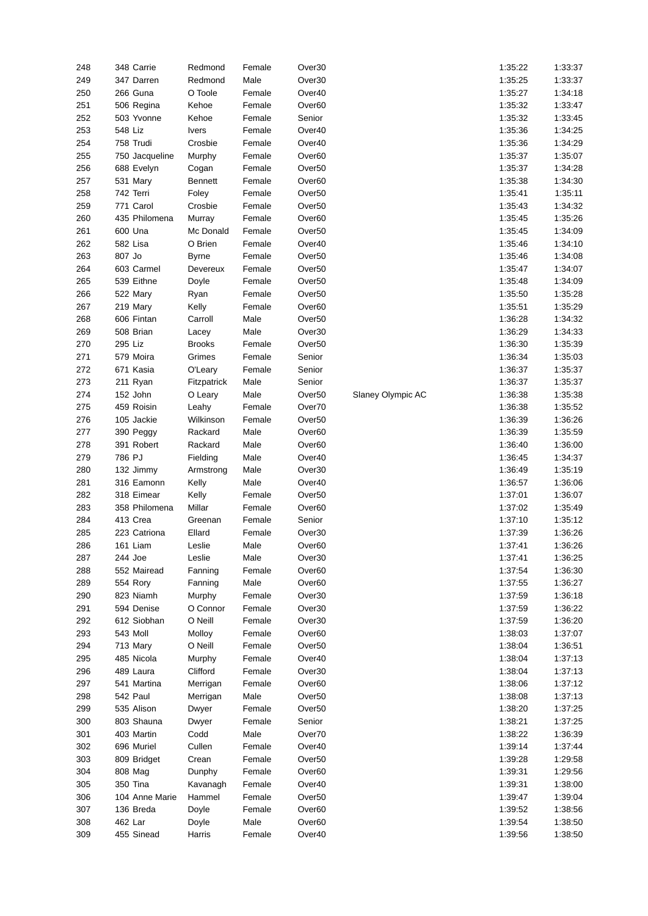| | | | | | | | | |
|---|---|---|---|---|---|---|---|---|
| 248 | 348 | Carrie | Redmond | Female | Over30 | | 1:35:22 | 1:33:37 |
| 249 | 347 | Darren | Redmond | Male | Over30 | | 1:35:25 | 1:33:37 |
| 250 | 266 | Guna | O Toole | Female | Over40 | | 1:35:27 | 1:34:18 |
| 251 | 506 | Regina | Kehoe | Female | Over60 | | 1:35:32 | 1:33:47 |
| 252 | 503 | Yvonne | Kehoe | Female | Senior | | 1:35:32 | 1:33:45 |
| 253 | 548 | Liz | Ivers | Female | Over40 | | 1:35:36 | 1:34:25 |
| 254 | 758 | Trudi | Crosbie | Female | Over40 | | 1:35:36 | 1:34:29 |
| 255 | 750 | Jacqueline | Murphy | Female | Over60 | | 1:35:37 | 1:35:07 |
| 256 | 688 | Evelyn | Cogan | Female | Over50 | | 1:35:37 | 1:34:28 |
| 257 | 531 | Mary | Bennett | Female | Over60 | | 1:35:38 | 1:34:30 |
| 258 | 742 | Terri | Foley | Female | Over50 | | 1:35:41 | 1:35:11 |
| 259 | 771 | Carol | Crosbie | Female | Over50 | | 1:35:43 | 1:34:32 |
| 260 | 435 | Philomena | Murray | Female | Over60 | | 1:35:45 | 1:35:26 |
| 261 | 600 | Una | Mc Donald | Female | Over50 | | 1:35:45 | 1:34:09 |
| 262 | 582 | Lisa | O Brien | Female | Over40 | | 1:35:46 | 1:34:10 |
| 263 | 807 | Jo | Byrne | Female | Over50 | | 1:35:46 | 1:34:08 |
| 264 | 603 | Carmel | Devereux | Female | Over50 | | 1:35:47 | 1:34:07 |
| 265 | 539 | Eithne | Doyle | Female | Over50 | | 1:35:48 | 1:34:09 |
| 266 | 522 | Mary | Ryan | Female | Over50 | | 1:35:50 | 1:35:28 |
| 267 | 219 | Mary | Kelly | Female | Over60 | | 1:35:51 | 1:35:29 |
| 268 | 606 | Fintan | Carroll | Male | Over50 | | 1:36:28 | 1:34:32 |
| 269 | 508 | Brian | Lacey | Male | Over30 | | 1:36:29 | 1:34:33 |
| 270 | 295 | Liz | Brooks | Female | Over50 | | 1:36:30 | 1:35:39 |
| 271 | 579 | Moira | Grimes | Female | Senior | | 1:36:34 | 1:35:03 |
| 272 | 671 | Kasia | O'Leary | Female | Senior | | 1:36:37 | 1:35:37 |
| 273 | 211 | Ryan | Fitzpatrick | Male | Senior | | 1:36:37 | 1:35:37 |
| 274 | 152 | John | O Leary | Male | Over50 | Slaney Olympic AC | 1:36:38 | 1:35:38 |
| 275 | 459 | Roisin | Leahy | Female | Over70 | | 1:36:38 | 1:35:52 |
| 276 | 105 | Jackie | Wilkinson | Female | Over50 | | 1:36:39 | 1:36:26 |
| 277 | 390 | Peggy | Rackard | Male | Over60 | | 1:36:39 | 1:35:59 |
| 278 | 391 | Robert | Rackard | Male | Over60 | | 1:36:40 | 1:36:00 |
| 279 | 786 | PJ | Fielding | Male | Over40 | | 1:36:45 | 1:34:37 |
| 280 | 132 | Jimmy | Armstrong | Male | Over30 | | 1:36:49 | 1:35:19 |
| 281 | 316 | Eamonn | Kelly | Male | Over40 | | 1:36:57 | 1:36:06 |
| 282 | 318 | Eimear | Kelly | Female | Over50 | | 1:37:01 | 1:36:07 |
| 283 | 358 | Philomena | Millar | Female | Over60 | | 1:37:02 | 1:35:49 |
| 284 | 413 | Crea | Greenan | Female | Senior | | 1:37:10 | 1:35:12 |
| 285 | 223 | Catriona | Ellard | Female | Over30 | | 1:37:39 | 1:36:26 |
| 286 | 161 | Liam | Leslie | Male | Over60 | | 1:37:41 | 1:36:26 |
| 287 | 244 | Joe | Leslie | Male | Over30 | | 1:37:41 | 1:36:25 |
| 288 | 552 | Mairead | Fanning | Female | Over60 | | 1:37:54 | 1:36:30 |
| 289 | 554 | Rory | Fanning | Male | Over60 | | 1:37:55 | 1:36:27 |
| 290 | 823 | Niamh | Murphy | Female | Over30 | | 1:37:59 | 1:36:18 |
| 291 | 594 | Denise | O Connor | Female | Over30 | | 1:37:59 | 1:36:22 |
| 292 | 612 | Siobhan | O Neill | Female | Over30 | | 1:37:59 | 1:36:20 |
| 293 | 543 | Moll | Molloy | Female | Over60 | | 1:38:03 | 1:37:07 |
| 294 | 713 | Mary | O Neill | Female | Over50 | | 1:38:04 | 1:36:51 |
| 295 | 485 | Nicola | Murphy | Female | Over40 | | 1:38:04 | 1:37:13 |
| 296 | 489 | Laura | Clifford | Female | Over30 | | 1:38:04 | 1:37:13 |
| 297 | 541 | Martina | Merrigan | Female | Over60 | | 1:38:06 | 1:37:12 |
| 298 | 542 | Paul | Merrigan | Male | Over50 | | 1:38:08 | 1:37:13 |
| 299 | 535 | Alison | Dwyer | Female | Over50 | | 1:38:20 | 1:37:25 |
| 300 | 803 | Shauna | Dwyer | Female | Senior | | 1:38:21 | 1:37:25 |
| 301 | 403 | Martin | Codd | Male | Over70 | | 1:38:22 | 1:36:39 |
| 302 | 696 | Muriel | Cullen | Female | Over40 | | 1:39:14 | 1:37:44 |
| 303 | 809 | Bridget | Crean | Female | Over50 | | 1:39:28 | 1:29:58 |
| 304 | 808 | Mag | Dunphy | Female | Over60 | | 1:39:31 | 1:29:56 |
| 305 | 350 | Tina | Kavanagh | Female | Over40 | | 1:39:31 | 1:38:00 |
| 306 | 104 | Anne Marie | Hammel | Female | Over50 | | 1:39:47 | 1:39:04 |
| 307 | 136 | Breda | Doyle | Female | Over60 | | 1:39:52 | 1:38:56 |
| 308 | 462 | Lar | Doyle | Male | Over60 | | 1:39:54 | 1:38:50 |
| 309 | 455 | Sinead | Harris | Female | Over40 | | 1:39:56 | 1:38:50 |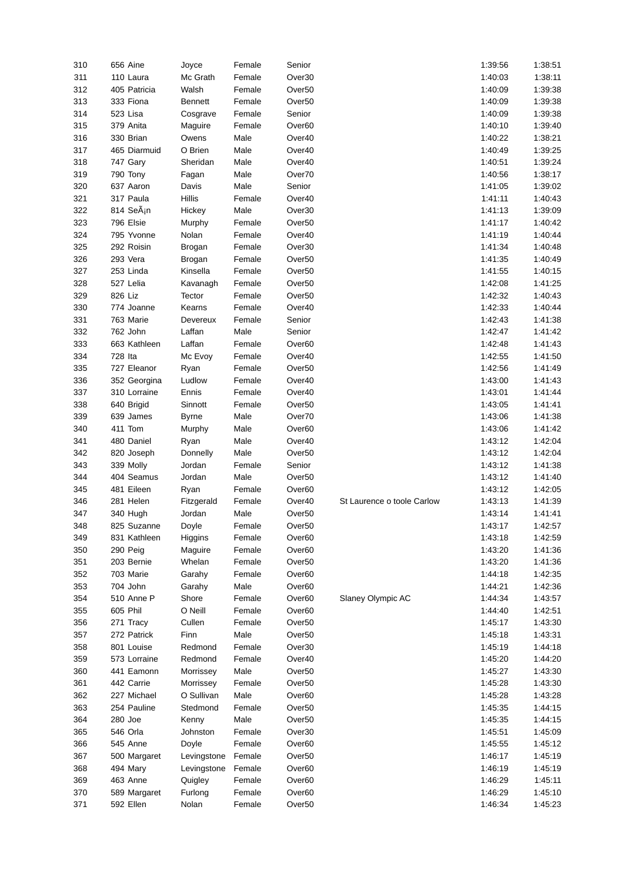| 310 | 656 | Aine | Joyce | Female | Senior | | 1:39:56 | 1:38:51 |
|---|---|---|---|---|---|---|---|---|
| 311 | 110 | Laura | Mc Grath | Female | Over30 | | 1:40:03 | 1:38:11 |
| 312 | 405 | Patricia | Walsh | Female | Over50 | | 1:40:09 | 1:39:38 |
| 313 | 333 | Fiona | Bennett | Female | Over50 | | 1:40:09 | 1:39:38 |
| 314 | 523 | Lisa | Cosgrave | Female | Senior | | 1:40:09 | 1:39:38 |
| 315 | 379 | Anita | Maguire | Female | Over60 | | 1:40:10 | 1:39:40 |
| 316 | 330 | Brian | Owens | Male | Over40 | | 1:40:22 | 1:38:21 |
| 317 | 465 | Diarmuid | O Brien | Male | Over40 | | 1:40:49 | 1:39:25 |
| 318 | 747 | Gary | Sheridan | Male | Over40 | | 1:40:51 | 1:39:24 |
| 319 | 790 | Tony | Fagan | Male | Over70 | | 1:40:56 | 1:38:17 |
| 320 | 637 | Aaron | Davis | Male | Senior | | 1:41:05 | 1:39:02 |
| 321 | 317 | Paula | Hillis | Female | Over40 | | 1:41:11 | 1:40:43 |
| 322 | 814 | SeÃ¡n | Hickey | Male | Over30 | | 1:41:13 | 1:39:09 |
| 323 | 796 | Elsie | Murphy | Female | Over50 | | 1:41:17 | 1:40:42 |
| 324 | 795 | Yvonne | Nolan | Female | Over40 | | 1:41:19 | 1:40:44 |
| 325 | 292 | Roisin | Brogan | Female | Over30 | | 1:41:34 | 1:40:48 |
| 326 | 293 | Vera | Brogan | Female | Over50 | | 1:41:35 | 1:40:49 |
| 327 | 253 | Linda | Kinsella | Female | Over50 | | 1:41:55 | 1:40:15 |
| 328 | 527 | Lelia | Kavanagh | Female | Over50 | | 1:42:08 | 1:41:25 |
| 329 | 826 | Liz | Tector | Female | Over50 | | 1:42:32 | 1:40:43 |
| 330 | 774 | Joanne | Kearns | Female | Over40 | | 1:42:33 | 1:40:44 |
| 331 | 763 | Marie | Devereux | Female | Senior | | 1:42:43 | 1:41:38 |
| 332 | 762 | John | Laffan | Male | Senior | | 1:42:47 | 1:41:42 |
| 333 | 663 | Kathleen | Laffan | Female | Over60 | | 1:42:48 | 1:41:43 |
| 334 | 728 | Ita | Mc Evoy | Female | Over40 | | 1:42:55 | 1:41:50 |
| 335 | 727 | Eleanor | Ryan | Female | Over50 | | 1:42:56 | 1:41:49 |
| 336 | 352 | Georgina | Ludlow | Female | Over40 | | 1:43:00 | 1:41:43 |
| 337 | 310 | Lorraine | Ennis | Female | Over40 | | 1:43:01 | 1:41:44 |
| 338 | 640 | Brigid | Sinnott | Female | Over50 | | 1:43:05 | 1:41:41 |
| 339 | 639 | James | Byrne | Male | Over70 | | 1:43:06 | 1:41:38 |
| 340 | 411 | Tom | Murphy | Male | Over60 | | 1:43:06 | 1:41:42 |
| 341 | 480 | Daniel | Ryan | Male | Over40 | | 1:43:12 | 1:42:04 |
| 342 | 820 | Joseph | Donnelly | Male | Over50 | | 1:43:12 | 1:42:04 |
| 343 | 339 | Molly | Jordan | Female | Senior | | 1:43:12 | 1:41:38 |
| 344 | 404 | Seamus | Jordan | Male | Over50 | | 1:43:12 | 1:41:40 |
| 345 | 481 | Eileen | Ryan | Female | Over60 | | 1:43:12 | 1:42:05 |
| 346 | 281 | Helen | Fitzgerald | Female | Over40 | St Laurence o toole Carlow | 1:43:13 | 1:41:39 |
| 347 | 340 | Hugh | Jordan | Male | Over50 | | 1:43:14 | 1:41:41 |
| 348 | 825 | Suzanne | Doyle | Female | Over50 | | 1:43:17 | 1:42:57 |
| 349 | 831 | Kathleen | Higgins | Female | Over60 | | 1:43:18 | 1:42:59 |
| 350 | 290 | Peig | Maguire | Female | Over60 | | 1:43:20 | 1:41:36 |
| 351 | 203 | Bernie | Whelan | Female | Over50 | | 1:43:20 | 1:41:36 |
| 352 | 703 | Marie | Garahy | Female | Over60 | | 1:44:18 | 1:42:35 |
| 353 | 704 | John | Garahy | Male | Over60 | | 1:44:21 | 1:42:36 |
| 354 | 510 | Anne P | Shore | Female | Over60 | Slaney Olympic AC | 1:44:34 | 1:43:57 |
| 355 | 605 | Phil | O Neill | Female | Over60 | | 1:44:40 | 1:42:51 |
| 356 | 271 | Tracy | Cullen | Female | Over50 | | 1:45:17 | 1:43:30 |
| 357 | 272 | Patrick | Finn | Male | Over50 | | 1:45:18 | 1:43:31 |
| 358 | 801 | Louise | Redmond | Female | Over30 | | 1:45:19 | 1:44:18 |
| 359 | 573 | Lorraine | Redmond | Female | Over40 | | 1:45:20 | 1:44:20 |
| 360 | 441 | Eamonn | Morrissey | Male | Over50 | | 1:45:27 | 1:43:30 |
| 361 | 442 | Carrie | Morrissey | Female | Over50 | | 1:45:28 | 1:43:30 |
| 362 | 227 | Michael | O Sullivan | Male | Over60 | | 1:45:28 | 1:43:28 |
| 363 | 254 | Pauline | Stedmond | Female | Over50 | | 1:45:35 | 1:44:15 |
| 364 | 280 | Joe | Kenny | Male | Over50 | | 1:45:35 | 1:44:15 |
| 365 | 546 | Orla | Johnston | Female | Over30 | | 1:45:51 | 1:45:09 |
| 366 | 545 | Anne | Doyle | Female | Over60 | | 1:45:55 | 1:45:12 |
| 367 | 500 | Margaret | Levingstone | Female | Over50 | | 1:46:17 | 1:45:19 |
| 368 | 494 | Mary | Levingstone | Female | Over60 | | 1:46:19 | 1:45:19 |
| 369 | 463 | Anne | Quigley | Female | Over60 | | 1:46:29 | 1:45:11 |
| 370 | 589 | Margaret | Furlong | Female | Over60 | | 1:46:29 | 1:45:10 |
| 371 | 592 | Ellen | Nolan | Female | Over50 | | 1:46:34 | 1:45:23 |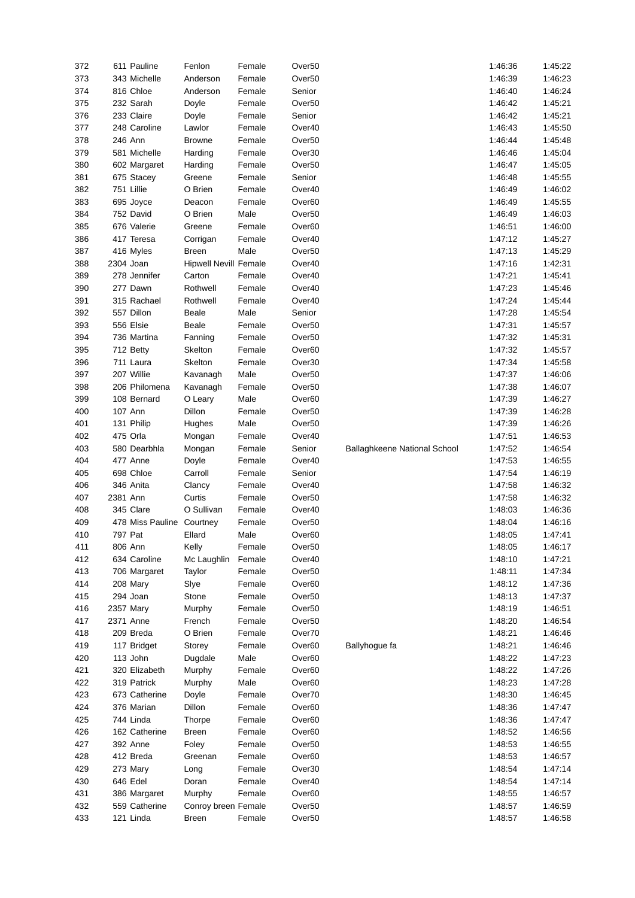| 372 | 611 | Pauline | Fenlon | Female | Over50 | | 1:46:36 | 1:45:22 |
|---|---|---|---|---|---|---|---|---|
| 373 | 343 | Michelle | Anderson | Female | Over50 | | 1:46:39 | 1:46:23 |
| 374 | 816 | Chloe | Anderson | Female | Senior | | 1:46:40 | 1:46:24 |
| 375 | 232 | Sarah | Doyle | Female | Over50 | | 1:46:42 | 1:45:21 |
| 376 | 233 | Claire | Doyle | Female | Senior | | 1:46:42 | 1:45:21 |
| 377 | 248 | Caroline | Lawlor | Female | Over40 | | 1:46:43 | 1:45:50 |
| 378 | 246 | Ann | Browne | Female | Over50 | | 1:46:44 | 1:45:48 |
| 379 | 581 | Michelle | Harding | Female | Over30 | | 1:46:46 | 1:45:04 |
| 380 | 602 | Margaret | Harding | Female | Over50 | | 1:46:47 | 1:45:05 |
| 381 | 675 | Stacey | Greene | Female | Senior | | 1:46:48 | 1:45:55 |
| 382 | 751 | Lillie | O Brien | Female | Over40 | | 1:46:49 | 1:46:02 |
| 383 | 695 | Joyce | Deacon | Female | Over60 | | 1:46:49 | 1:45:55 |
| 384 | 752 | David | O Brien | Male | Over50 | | 1:46:49 | 1:46:03 |
| 385 | 676 | Valerie | Greene | Female | Over60 | | 1:46:51 | 1:46:00 |
| 386 | 417 | Teresa | Corrigan | Female | Over40 | | 1:47:12 | 1:45:27 |
| 387 | 416 | Myles | Breen | Male | Over50 | | 1:47:13 | 1:45:29 |
| 388 | 2304 | Joan | Hipwell Nevill | Female | Over40 | | 1:47:16 | 1:42:31 |
| 389 | 278 | Jennifer | Carton | Female | Over40 | | 1:47:21 | 1:45:41 |
| 390 | 277 | Dawn | Rothwell | Female | Over40 | | 1:47:23 | 1:45:46 |
| 391 | 315 | Rachael | Rothwell | Female | Over40 | | 1:47:24 | 1:45:44 |
| 392 | 557 | Dillon | Beale | Male | Senior | | 1:47:28 | 1:45:54 |
| 393 | 556 | Elsie | Beale | Female | Over50 | | 1:47:31 | 1:45:57 |
| 394 | 736 | Martina | Fanning | Female | Over50 | | 1:47:32 | 1:45:31 |
| 395 | 712 | Betty | Skelton | Female | Over60 | | 1:47:32 | 1:45:57 |
| 396 | 711 | Laura | Skelton | Female | Over30 | | 1:47:34 | 1:45:58 |
| 397 | 207 | Willie | Kavanagh | Male | Over50 | | 1:47:37 | 1:46:06 |
| 398 | 206 | Philomena | Kavanagh | Female | Over50 | | 1:47:38 | 1:46:07 |
| 399 | 108 | Bernard | O Leary | Male | Over60 | | 1:47:39 | 1:46:27 |
| 400 | 107 | Ann | Dillon | Female | Over50 | | 1:47:39 | 1:46:28 |
| 401 | 131 | Philip | Hughes | Male | Over50 | | 1:47:39 | 1:46:26 |
| 402 | 475 | Orla | Mongan | Female | Over40 | | 1:47:51 | 1:46:53 |
| 403 | 580 | Dearbhla | Mongan | Female | Senior | Ballaghkeene National School | 1:47:52 | 1:46:54 |
| 404 | 477 | Anne | Doyle | Female | Over40 | | 1:47:53 | 1:46:55 |
| 405 | 698 | Chloe | Carroll | Female | Senior | | 1:47:54 | 1:46:19 |
| 406 | 346 | Anita | Clancy | Female | Over40 | | 1:47:58 | 1:46:32 |
| 407 | 2381 | Ann | Curtis | Female | Over50 | | 1:47:58 | 1:46:32 |
| 408 | 345 | Clare | O Sullivan | Female | Over40 | | 1:48:03 | 1:46:36 |
| 409 | 478 | Miss Pauline | Courtney | Female | Over50 | | 1:48:04 | 1:46:16 |
| 410 | 797 | Pat | Ellard | Male | Over60 | | 1:48:05 | 1:47:41 |
| 411 | 806 | Ann | Kelly | Female | Over50 | | 1:48:05 | 1:46:17 |
| 412 | 634 | Caroline | Mc Laughlin | Female | Over40 | | 1:48:10 | 1:47:21 |
| 413 | 706 | Margaret | Taylor | Female | Over50 | | 1:48:11 | 1:47:34 |
| 414 | 208 | Mary | Slye | Female | Over60 | | 1:48:12 | 1:47:36 |
| 415 | 294 | Joan | Stone | Female | Over50 | | 1:48:13 | 1:47:37 |
| 416 | 2357 | Mary | Murphy | Female | Over50 | | 1:48:19 | 1:46:51 |
| 417 | 2371 | Anne | French | Female | Over50 | | 1:48:20 | 1:46:54 |
| 418 | 209 | Breda | O Brien | Female | Over70 | | 1:48:21 | 1:46:46 |
| 419 | 117 | Bridget | Storey | Female | Over60 | Ballyhogue fa | 1:48:21 | 1:46:46 |
| 420 | 113 | John | Dugdale | Male | Over60 | | 1:48:22 | 1:47:23 |
| 421 | 320 | Elizabeth | Murphy | Female | Over60 | | 1:48:22 | 1:47:26 |
| 422 | 319 | Patrick | Murphy | Male | Over60 | | 1:48:23 | 1:47:28 |
| 423 | 673 | Catherine | Doyle | Female | Over70 | | 1:48:30 | 1:46:45 |
| 424 | 376 | Marian | Dillon | Female | Over60 | | 1:48:36 | 1:47:47 |
| 425 | 744 | Linda | Thorpe | Female | Over60 | | 1:48:36 | 1:47:47 |
| 426 | 162 | Catherine | Breen | Female | Over60 | | 1:48:52 | 1:46:56 |
| 427 | 392 | Anne | Foley | Female | Over50 | | 1:48:53 | 1:46:55 |
| 428 | 412 | Breda | Greenan | Female | Over60 | | 1:48:53 | 1:46:57 |
| 429 | 273 | Mary | Long | Female | Over30 | | 1:48:54 | 1:47:14 |
| 430 | 646 | Edel | Doran | Female | Over40 | | 1:48:54 | 1:47:14 |
| 431 | 386 | Margaret | Murphy | Female | Over60 | | 1:48:55 | 1:46:57 |
| 432 | 559 | Catherine | Conroy breen | Female | Over50 | | 1:48:57 | 1:46:59 |
| 433 | 121 | Linda | Breen | Female | Over50 | | 1:48:57 | 1:46:58 |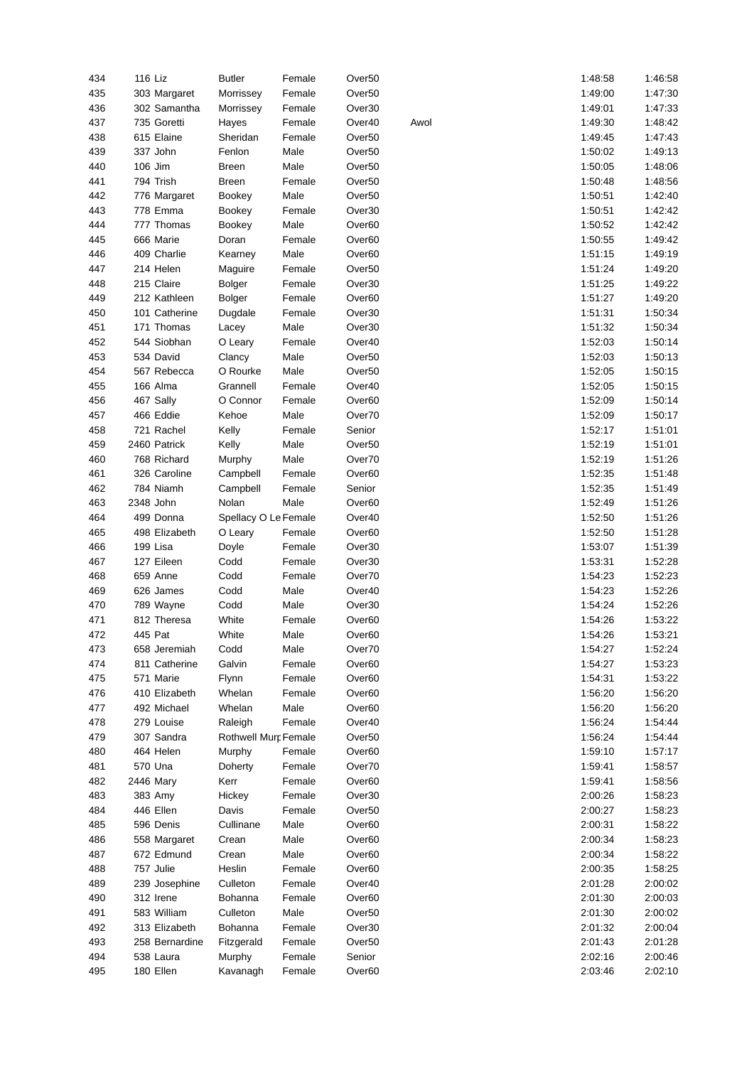| 434 | 116 | Liz | Butler | Female | Over50 | | 1:48:58 | 1:46:58 |
|---|---|---|---|---|---|---|---|---|
| 435 | 303 | Margaret | Morrissey | Female | Over50 | | 1:49:00 | 1:47:30 |
| 436 | 302 | Samantha | Morrissey | Female | Over30 | | 1:49:01 | 1:47:33 |
| 437 | 735 | Goretti | Hayes | Female | Over40 | Awol | 1:49:30 | 1:48:42 |
| 438 | 615 | Elaine | Sheridan | Female | Over50 | | 1:49:45 | 1:47:43 |
| 439 | 337 | John | Fenlon | Male | Over50 | | 1:50:02 | 1:49:13 |
| 440 | 106 | Jim | Breen | Male | Over50 | | 1:50:05 | 1:48:06 |
| 441 | 794 | Trish | Breen | Female | Over50 | | 1:50:48 | 1:48:56 |
| 442 | 776 | Margaret | Bookey | Male | Over50 | | 1:50:51 | 1:42:40 |
| 443 | 778 | Emma | Bookey | Female | Over30 | | 1:50:51 | 1:42:42 |
| 444 | 777 | Thomas | Bookey | Male | Over60 | | 1:50:52 | 1:42:42 |
| 445 | 666 | Marie | Doran | Female | Over60 | | 1:50:55 | 1:49:42 |
| 446 | 409 | Charlie | Kearney | Male | Over60 | | 1:51:15 | 1:49:19 |
| 447 | 214 | Helen | Maguire | Female | Over50 | | 1:51:24 | 1:49:20 |
| 448 | 215 | Claire | Bolger | Female | Over30 | | 1:51:25 | 1:49:22 |
| 449 | 212 | Kathleen | Bolger | Female | Over60 | | 1:51:27 | 1:49:20 |
| 450 | 101 | Catherine | Dugdale | Female | Over30 | | 1:51:31 | 1:50:34 |
| 451 | 171 | Thomas | Lacey | Male | Over30 | | 1:51:32 | 1:50:34 |
| 452 | 544 | Siobhan | O Leary | Female | Over40 | | 1:52:03 | 1:50:14 |
| 453 | 534 | David | Clancy | Male | Over50 | | 1:52:03 | 1:50:13 |
| 454 | 567 | Rebecca | O Rourke | Male | Over50 | | 1:52:05 | 1:50:15 |
| 455 | 166 | Alma | Grannell | Female | Over40 | | 1:52:05 | 1:50:15 |
| 456 | 467 | Sally | O Connor | Female | Over60 | | 1:52:09 | 1:50:14 |
| 457 | 466 | Eddie | Kehoe | Male | Over70 | | 1:52:09 | 1:50:17 |
| 458 | 721 | Rachel | Kelly | Female | Senior | | 1:52:17 | 1:51:01 |
| 459 | 2460 | Patrick | Kelly | Male | Over50 | | 1:52:19 | 1:51:01 |
| 460 | 768 | Richard | Murphy | Male | Over70 | | 1:52:19 | 1:51:26 |
| 461 | 326 | Caroline | Campbell | Female | Over60 | | 1:52:35 | 1:51:48 |
| 462 | 784 | Niamh | Campbell | Female | Senior | | 1:52:35 | 1:51:49 |
| 463 | 2348 | John | Nolan | Male | Over60 | | 1:52:49 | 1:51:26 |
| 464 | 499 | Donna | Spellacy O Le | Female | Over40 | | 1:52:50 | 1:51:26 |
| 465 | 498 | Elizabeth | O Leary | Female | Over60 | | 1:52:50 | 1:51:28 |
| 466 | 199 | Lisa | Doyle | Female | Over30 | | 1:53:07 | 1:51:39 |
| 467 | 127 | Eileen | Codd | Female | Over30 | | 1:53:31 | 1:52:28 |
| 468 | 659 | Anne | Codd | Female | Over70 | | 1:54:23 | 1:52:23 |
| 469 | 626 | James | Codd | Male | Over40 | | 1:54:23 | 1:52:26 |
| 470 | 789 | Wayne | Codd | Male | Over30 | | 1:54:24 | 1:52:26 |
| 471 | 812 | Theresa | White | Female | Over60 | | 1:54:26 | 1:53:22 |
| 472 | 445 | Pat | White | Male | Over60 | | 1:54:26 | 1:53:21 |
| 473 | 658 | Jeremiah | Codd | Male | Over70 | | 1:54:27 | 1:52:24 |
| 474 | 811 | Catherine | Galvin | Female | Over60 | | 1:54:27 | 1:53:23 |
| 475 | 571 | Marie | Flynn | Female | Over60 | | 1:54:31 | 1:53:22 |
| 476 | 410 | Elizabeth | Whelan | Female | Over60 | | 1:56:20 | 1:56:20 |
| 477 | 492 | Michael | Whelan | Male | Over60 | | 1:56:20 | 1:56:20 |
| 478 | 279 | Louise | Raleigh | Female | Over40 | | 1:56:24 | 1:54:44 |
| 479 | 307 | Sandra | Rothwell Murp | Female | Over50 | | 1:56:24 | 1:54:44 |
| 480 | 464 | Helen | Murphy | Female | Over60 | | 1:59:10 | 1:57:17 |
| 481 | 570 | Una | Doherty | Female | Over70 | | 1:59:41 | 1:58:57 |
| 482 | 2446 | Mary | Kerr | Female | Over60 | | 1:59:41 | 1:58:56 |
| 483 | 383 | Amy | Hickey | Female | Over30 | | 2:00:26 | 1:58:23 |
| 484 | 446 | Ellen | Davis | Female | Over50 | | 2:00:27 | 1:58:23 |
| 485 | 596 | Denis | Cullinane | Male | Over60 | | 2:00:31 | 1:58:22 |
| 486 | 558 | Margaret | Crean | Male | Over60 | | 2:00:34 | 1:58:23 |
| 487 | 672 | Edmund | Crean | Male | Over60 | | 2:00:34 | 1:58:22 |
| 488 | 757 | Julie | Heslin | Female | Over60 | | 2:00:35 | 1:58:25 |
| 489 | 239 | Josephine | Culleton | Female | Over40 | | 2:01:28 | 2:00:02 |
| 490 | 312 | Irene | Bohanna | Female | Over60 | | 2:01:30 | 2:00:03 |
| 491 | 583 | William | Culleton | Male | Over50 | | 2:01:30 | 2:00:02 |
| 492 | 313 | Elizabeth | Bohanna | Female | Over30 | | 2:01:32 | 2:00:04 |
| 493 | 258 | Bernardine | Fitzgerald | Female | Over50 | | 2:01:43 | 2:01:28 |
| 494 | 538 | Laura | Murphy | Female | Senior | | 2:02:16 | 2:00:46 |
| 495 | 180 | Ellen | Kavanagh | Female | Over60 | | 2:03:46 | 2:02:10 |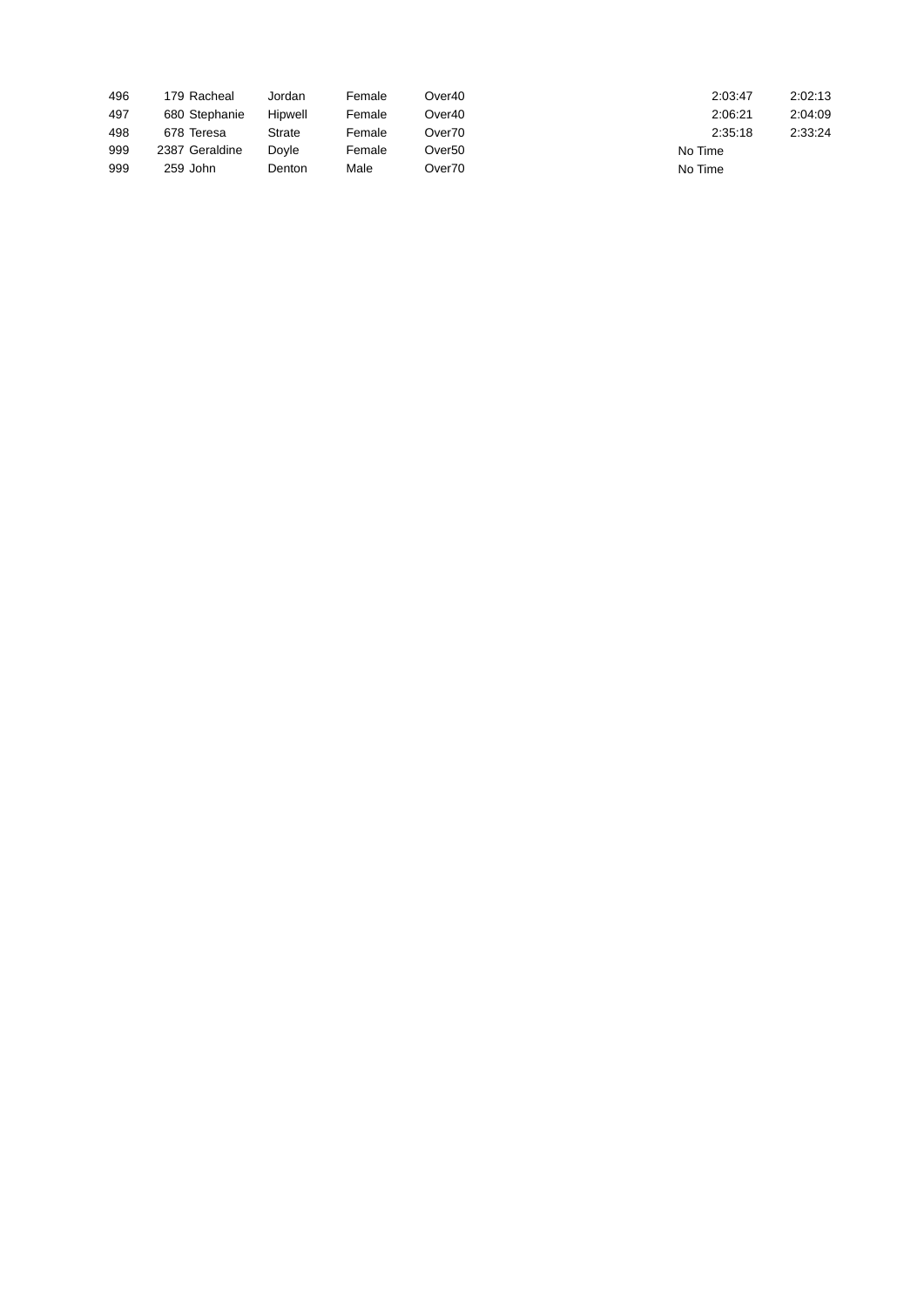| | | | | | | | | |
|---|---|---|---|---|---|---|---|---|
| 496 | 179 | Racheal | Jordan | Female | Over40 | | 2:03:47 | 2:02:13 |
| 497 | 680 | Stephanie | Hipwell | Female | Over40 | | 2:06:21 | 2:04:09 |
| 498 | 678 | Teresa | Strate | Female | Over70 | | 2:35:18 | 2:33:24 |
| 999 | 2387 | Geraldine | Doyle | Female | Over50 | No Time | | |
| 999 | 259 | John | Denton | Male | Over70 | No Time | | |